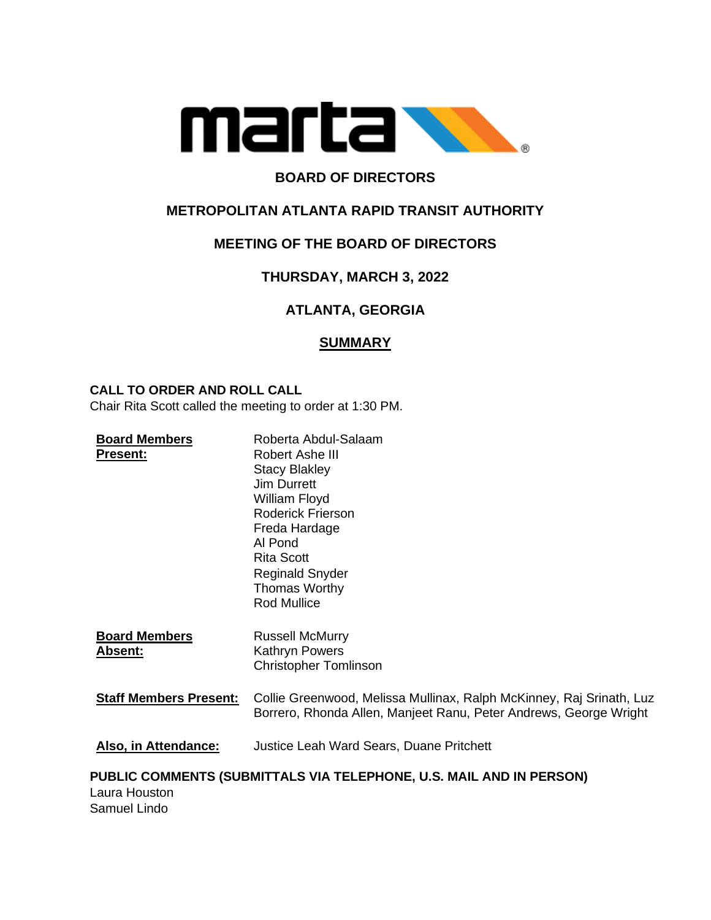# BOARD OF DIRECTORS

## METROPOLITAN ATLANTA RAPID TRANSIT AUTHORITY

## MEETING OF THE BOARD OF DIRECTORS

## THURSDAY, MARCH 3, 2022

## ATLANTA, GEORGIA

## SUMMARY

**CALL TO ORDER AND ROLL CALL**

Chair Rita Scott called the meeting to order at 1:30 PM.

**Board Members Present:**
Roberta Abdul-Salaam
Robert Ashe III
Stacy Blakley
Jim Durrett
William Floyd
Roderick Frierson
Freda Hardage
Al Pond
Rita Scott
Reginald Snyder
Thomas Worthy
Rod Mullice

**Board Members Absent:**
Russell McMurry
Kathryn Powers
Christopher Tomlinson

**Staff Members Present:** Collie Greenwood, Melissa Mullinax, Ralph McKinney, Raj Srinath, Luz Borrero, Rhonda Allen, Manjeet Ranu, Peter Andrews, George Wright

**Also, in Attendance:** Justice Leah Ward Sears, Duane Pritchett

**PUBLIC COMMENTS (SUBMITTALS VIA TELEPHONE, U.S. MAIL AND IN PERSON)**

Laura Houston
Samuel Lindo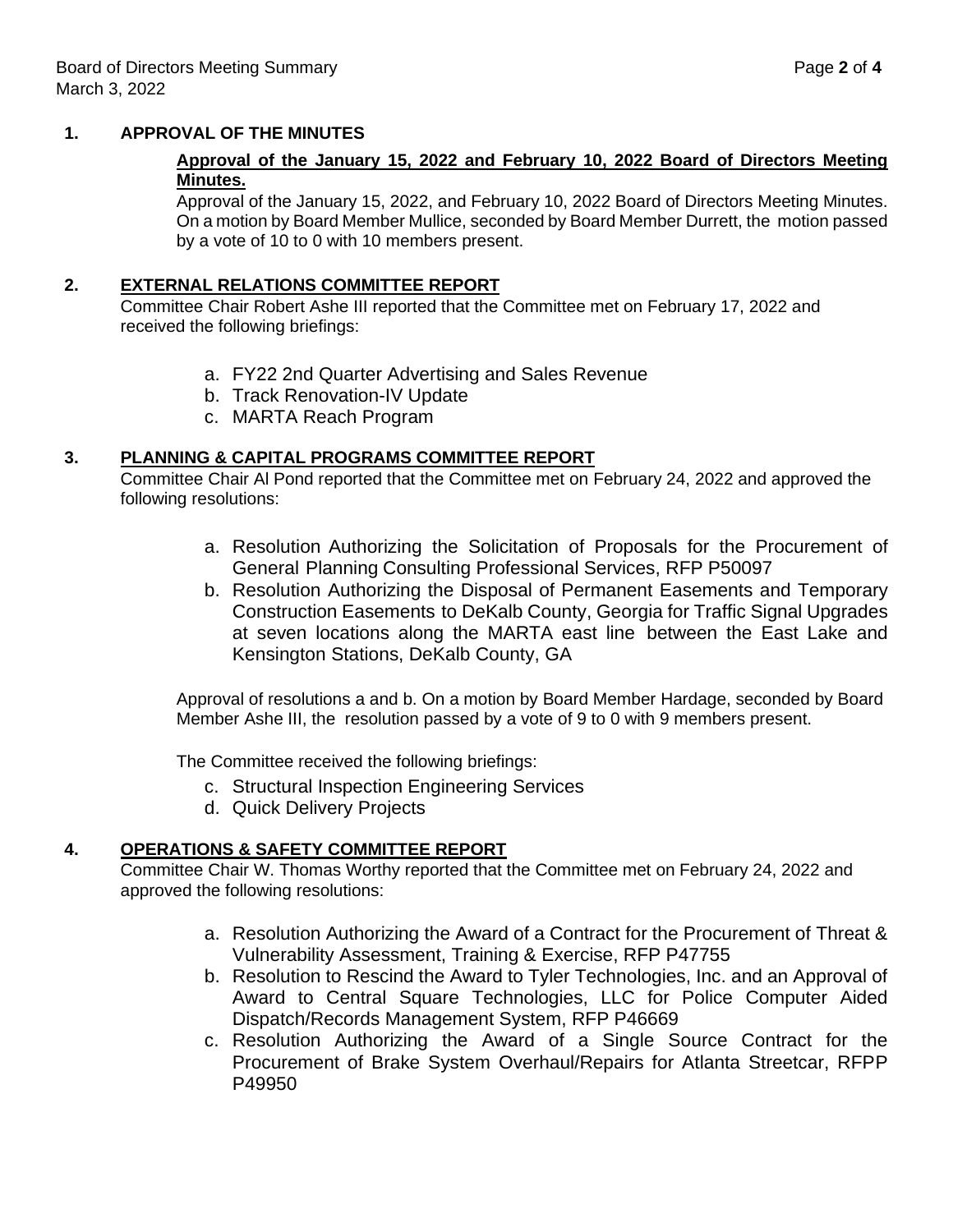## 1. APPROVAL OF THE MINUTES

**Approval of the January 15, 2022 and February 10, 2022 Board of Directors Meeting Minutes.**

Approval of the January 15, 2022, and February 10, 2022 Board of Directors Meeting Minutes. On a motion by Board Member Mullice, seconded by Board Member Durrett, the motion passed by a vote of 10 to 0 with 10 members present.

## 2. EXTERNAL RELATIONS COMMITTEE REPORT

Committee Chair Robert Ashe III reported that the Committee met on February 17, 2022 and received the following briefings:

a. FY22 2nd Quarter Advertising and Sales Revenue
b. Track Renovation-IV Update
c. MARTA Reach Program

## 3. PLANNING & CAPITAL PROGRAMS COMMITTEE REPORT

Committee Chair Al Pond reported that the Committee met on February 24, 2022 and approved the following resolutions:

a. Resolution Authorizing the Solicitation of Proposals for the Procurement of General Planning Consulting Professional Services, RFP P50097
b. Resolution Authorizing the Disposal of Permanent Easements and Temporary Construction Easements to DeKalb County, Georgia for Traffic Signal Upgrades at seven locations along the MARTA east line between the East Lake and Kensington Stations, DeKalb County, GA

Approval of resolutions a and b. On a motion by Board Member Hardage, seconded by Board Member Ashe III, the resolution passed by a vote of 9 to 0 with 9 members present.

The Committee received the following briefings:

c. Structural Inspection Engineering Services
d. Quick Delivery Projects

## 4. OPERATIONS & SAFETY COMMITTEE REPORT

Committee Chair W. Thomas Worthy reported that the Committee met on February 24, 2022 and approved the following resolutions:

a. Resolution Authorizing the Award of a Contract for the Procurement of Threat & Vulnerability Assessment, Training & Exercise, RFP P47755
b. Resolution to Rescind the Award to Tyler Technologies, Inc. and an Approval of Award to Central Square Technologies, LLC for Police Computer Aided Dispatch/Records Management System, RFP P46669
c. Resolution Authorizing the Award of a Single Source Contract for the Procurement of Brake System Overhaul/Repairs for Atlanta Streetcar, RFPP P49950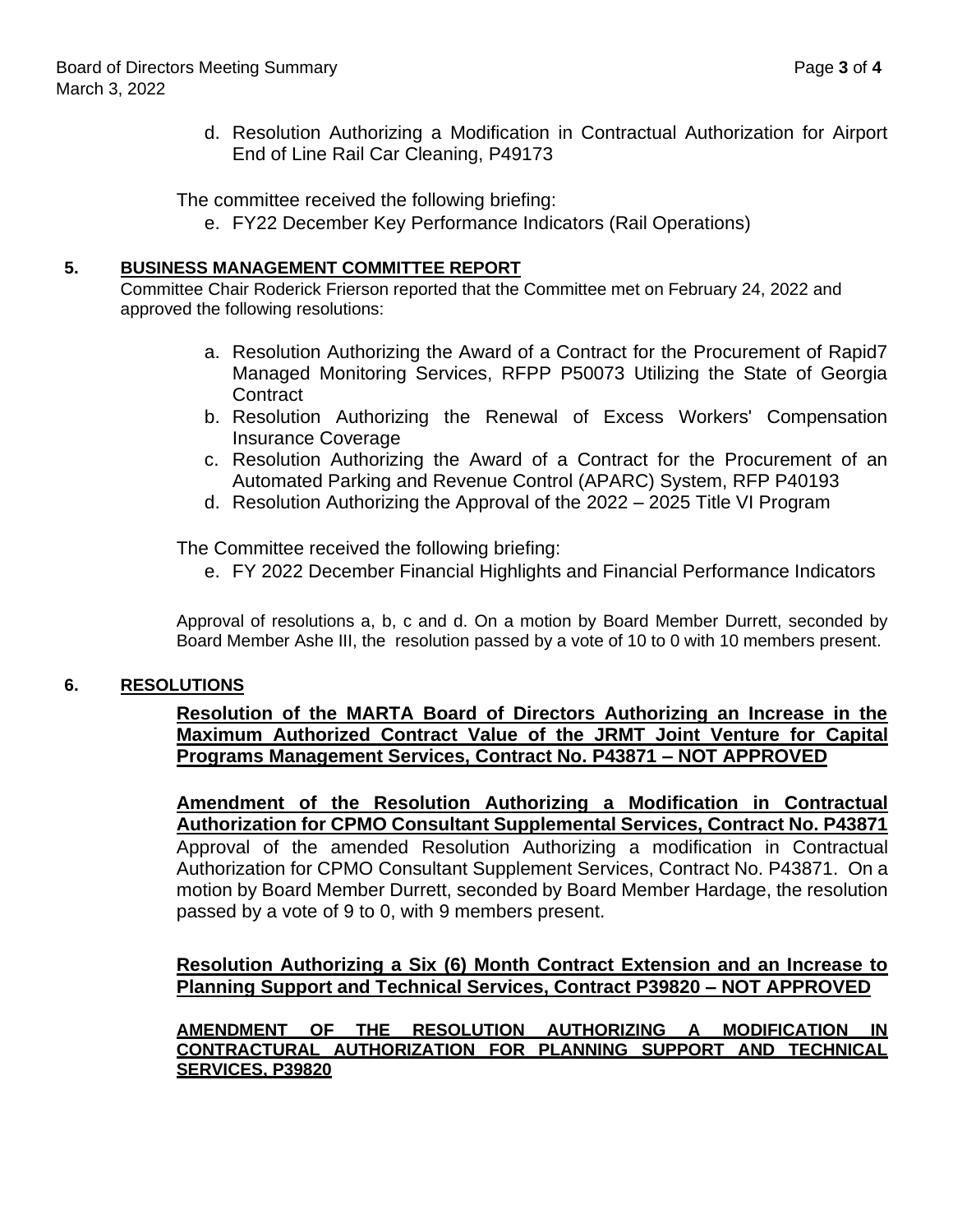d. Resolution Authorizing a Modification in Contractual Authorization for Airport End of Line Rail Car Cleaning, P49173

The committee received the following briefing:

e. FY22 December Key Performance Indicators (Rail Operations)

## 5. BUSINESS MANAGEMENT COMMITTEE REPORT

Committee Chair Roderick Frierson reported that the Committee met on February 24, 2022 and approved the following resolutions:

a. Resolution Authorizing the Award of a Contract for the Procurement of Rapid7 Managed Monitoring Services, RFPP P50073 Utilizing the State of Georgia Contract
b. Resolution Authorizing the Renewal of Excess Workers' Compensation Insurance Coverage
c. Resolution Authorizing the Award of a Contract for the Procurement of an Automated Parking and Revenue Control (APARC) System, RFP P40193
d. Resolution Authorizing the Approval of the 2022 – 2025 Title VI Program

The Committee received the following briefing:

e. FY 2022 December Financial Highlights and Financial Performance Indicators

Approval of resolutions a, b, c and d. On a motion by Board Member Durrett, seconded by Board Member Ashe III, the resolution passed by a vote of 10 to 0 with 10 members present.

## 6. RESOLUTIONS

**Resolution of the MARTA Board of Directors Authorizing an Increase in the Maximum Authorized Contract Value of the JRMT Joint Venture for Capital Programs Management Services, Contract No. P43871 – NOT APPROVED**

**Amendment of the Resolution Authorizing a Modification in Contractual Authorization for CPMO Consultant Supplemental Services, Contract No. P43871**

Approval of the amended Resolution Authorizing a modification in Contractual Authorization for CPMO Consultant Supplement Services, Contract No. P43871. On a motion by Board Member Durrett, seconded by Board Member Hardage, the resolution passed by a vote of 9 to 0, with 9 members present.

**Resolution Authorizing a Six (6) Month Contract Extension and an Increase to Planning Support and Technical Services, Contract P39820 – NOT APPROVED**

**AMENDMENT OF THE RESOLUTION AUTHORIZING A MODIFICATION IN CONTRACTURAL AUTHORIZATION FOR PLANNING SUPPORT AND TECHNICAL SERVICES, P39820**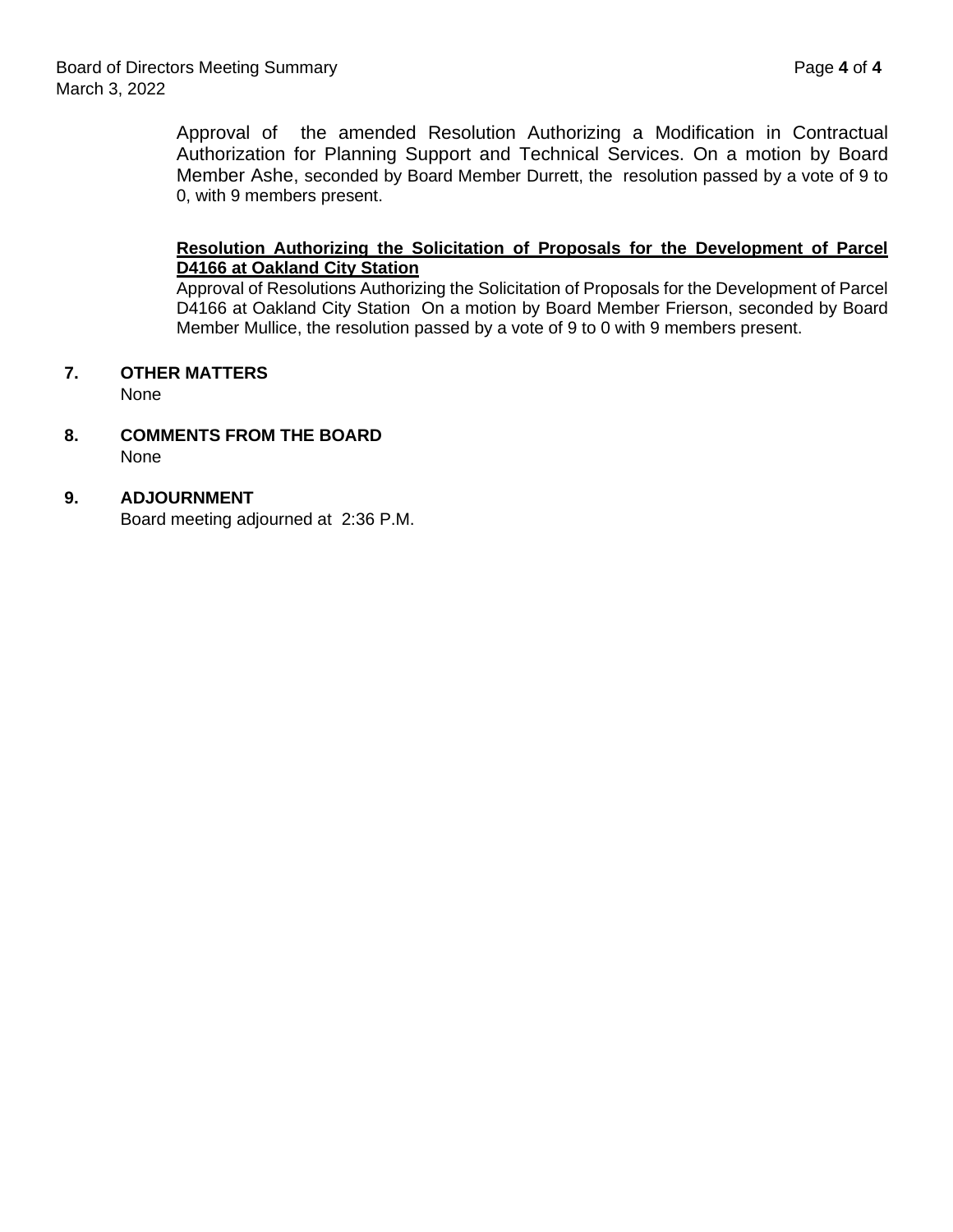Approval of the amended Resolution Authorizing a Modification in Contractual Authorization for Planning Support and Technical Services. On a motion by Board Member Ashe, seconded by Board Member Durrett, the resolution passed by a vote of 9 to 0, with 9 members present.

**Resolution Authorizing the Solicitation of Proposals for the Development of Parcel D4166 at Oakland City Station**

Approval of Resolutions Authorizing the Solicitation of Proposals for the Development of Parcel D4166 at Oakland City Station On a motion by Board Member Frierson, seconded by Board Member Mullice, the resolution passed by a vote of 9 to 0 with 9 members present.

**7. OTHER MATTERS**

None

**8. COMMENTS FROM THE BOARD**

None

**9. ADJOURNMENT**

Board meeting adjourned at 2:36 P.M.